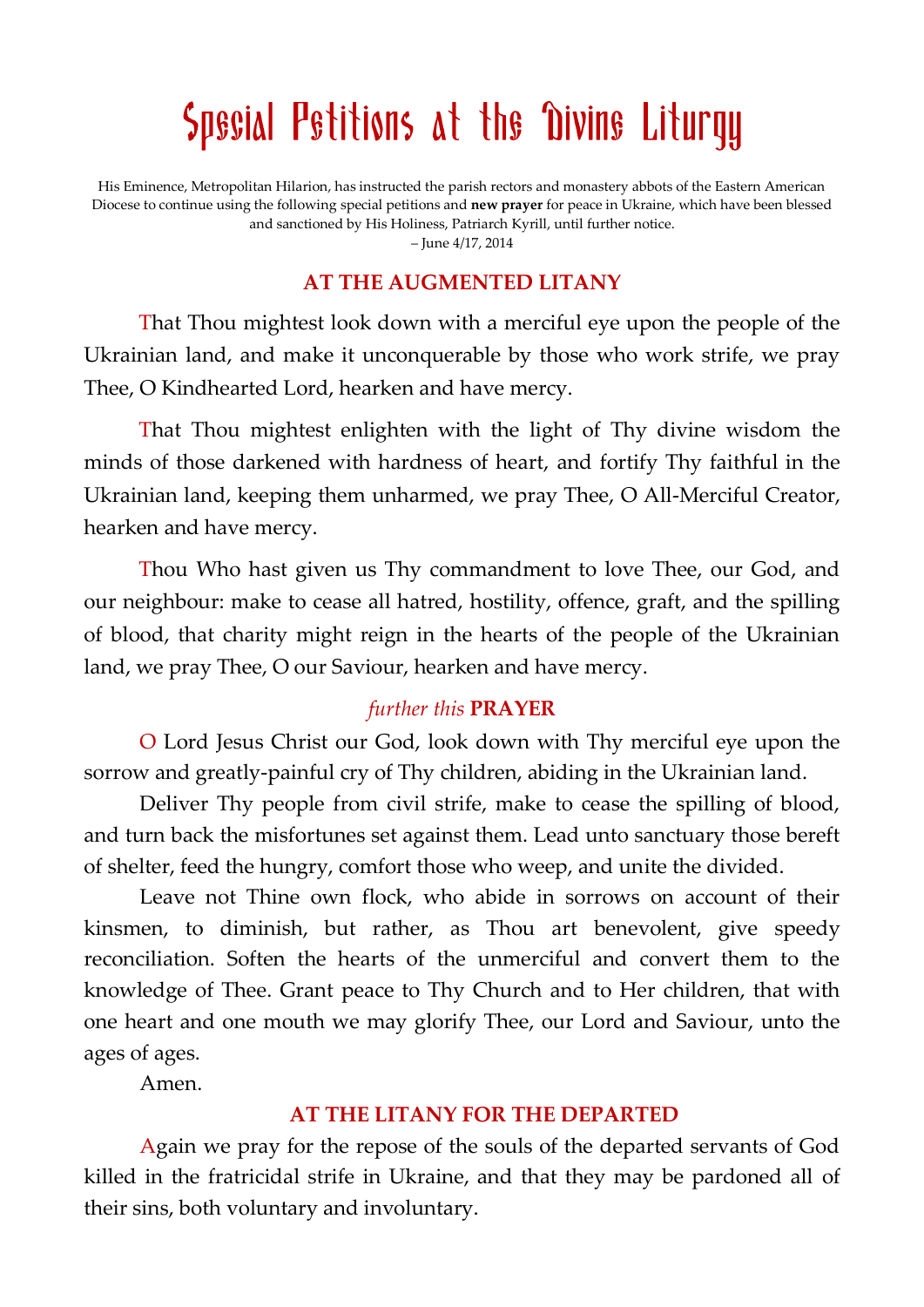# Special Petitions at the Divine Liturgy

His Eminence, Metropolitan Hilarion, has instructed the parish rectors and monastery abbots of the Eastern American Diocese to continue using the following special petitions and **new prayer** for peace in Ukraine, which have been blessed and sanctioned by His Holiness, Patriarch Kyrill, until further notice.
– June 4/17, 2014

## AT THE AUGMENTED LITANY

That Thou mightest look down with a merciful eye upon the people of the Ukrainian land, and make it unconquerable by those who work strife, we pray Thee, O Kindhearted Lord, hearken and have mercy.

That Thou mightest enlighten with the light of Thy divine wisdom the minds of those darkened with hardness of heart, and fortify Thy faithful in the Ukrainian land, keeping them unharmed, we pray Thee, O All-Merciful Creator, hearken and have mercy.

Thou Who hast given us Thy commandment to love Thee, our God, and our neighbour: make to cease all hatred, hostility, offence, graft, and the spilling of blood, that charity might reign in the hearts of the people of the Ukrainian land, we pray Thee, O our Saviour, hearken and have mercy.

## *further this* PRAYER

O Lord Jesus Christ our God, look down with Thy merciful eye upon the sorrow and greatly-painful cry of Thy children, abiding in the Ukrainian land.

Deliver Thy people from civil strife, make to cease the spilling of blood, and turn back the misfortunes set against them. Lead unto sanctuary those bereft of shelter, feed the hungry, comfort those who weep, and unite the divided.

Leave not Thine own flock, who abide in sorrows on account of their kinsmen, to diminish, but rather, as Thou art benevolent, give speedy reconciliation. Soften the hearts of the unmerciful and convert them to the knowledge of Thee. Grant peace to Thy Church and to Her children, that with one heart and one mouth we may glorify Thee, our Lord and Saviour, unto the ages of ages.

Amen.

## AT THE LITANY FOR THE DEPARTED

Again we pray for the repose of the souls of the departed servants of God killed in the fratricidal strife in Ukraine, and that they may be pardoned all of their sins, both voluntary and involuntary.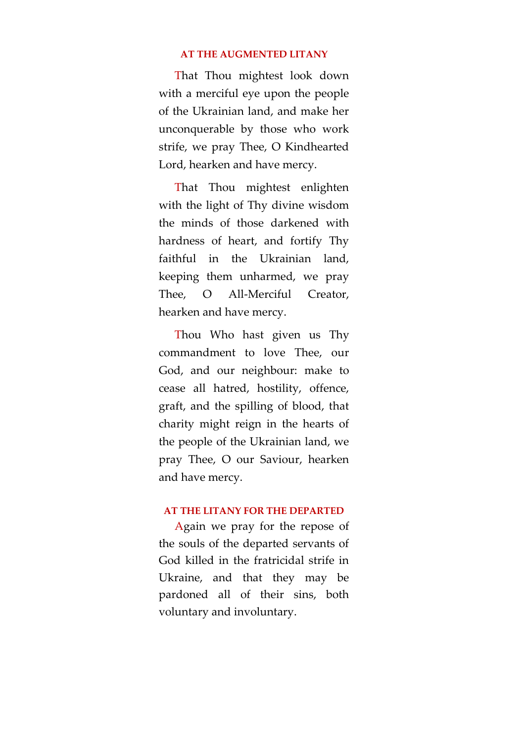## AT THE AUGMENTED LITANY

That Thou mightest look down with a merciful eye upon the people of the Ukrainian land, and make her unconquerable by those who work strife, we pray Thee, O Kindhearted Lord, hearken and have mercy.

That Thou mightest enlighten with the light of Thy divine wisdom the minds of those darkened with hardness of heart, and fortify Thy faithful in the Ukrainian land, keeping them unharmed, we pray Thee, O All-Merciful Creator, hearken and have mercy.

Thou Who hast given us Thy commandment to love Thee, our God, and our neighbour: make to cease all hatred, hostility, offence, graft, and the spilling of blood, that charity might reign in the hearts of the people of the Ukrainian land, we pray Thee, O our Saviour, hearken and have mercy.

## AT THE LITANY FOR THE DEPARTED

Again we pray for the repose of the souls of the departed servants of God killed in the fratricidal strife in Ukraine, and that they may be pardoned all of their sins, both voluntary and involuntary.